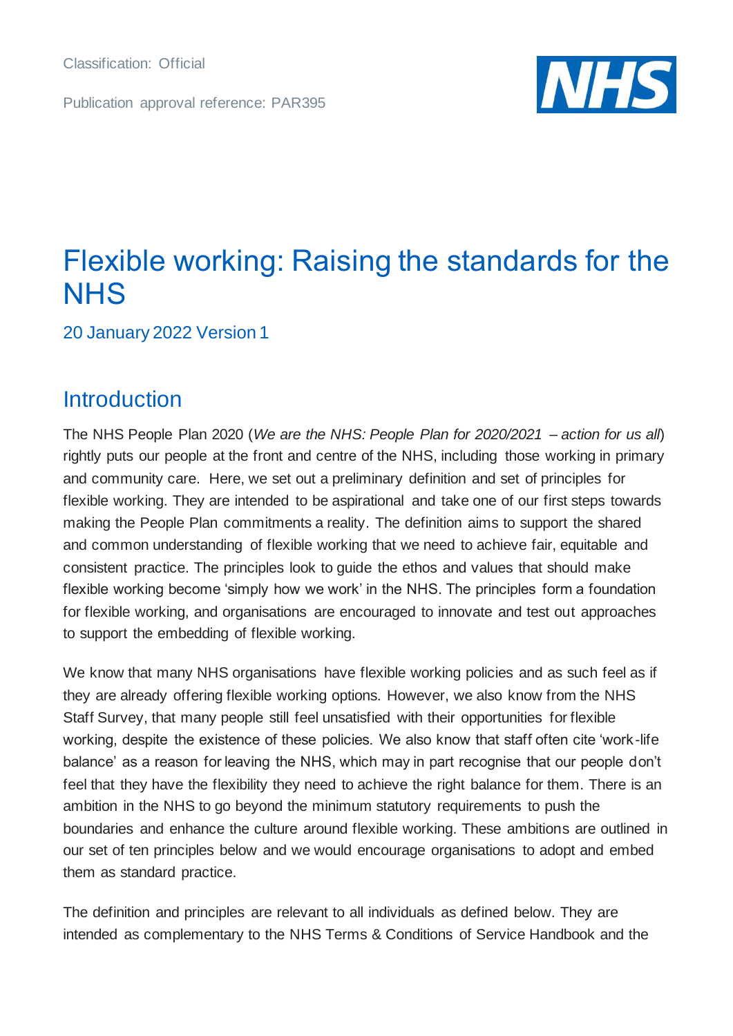Classification: Official

Publication approval reference: PAR395

# Flexible working: Raising the standards for the NHS

20 January 2022 Version 1

## Introduction

The NHS People Plan 2020 (*We are the NHS: People Plan for 2020/2021 – action for us all*) rightly puts our people at the front and centre of the NHS, including those working in primary and community care. Here, we set out a preliminary definition and set of principles for flexible working. They are intended to be aspirational and take one of our first steps towards making the People Plan commitments a reality. The definition aims to support the shared and common understanding of flexible working that we need to achieve fair, equitable and consistent practice. The principles look to guide the ethos and values that should make flexible working become 'simply how we work' in the NHS. The principles form a foundation for flexible working, and organisations are encouraged to innovate and test out approaches to support the embedding of flexible working.

We know that many NHS organisations have flexible working policies and as such feel as if they are already offering flexible working options. However, we also know from the NHS Staff Survey, that many people still feel unsatisfied with their opportunities for flexible working, despite the existence of these policies. We also know that staff often cite 'work-life balance' as a reason for leaving the NHS, which may in part recognise that our people don't feel that they have the flexibility they need to achieve the right balance for them. There is an ambition in the NHS to go beyond the minimum statutory requirements to push the boundaries and enhance the culture around flexible working. These ambitions are outlined in our set of ten principles below and we would encourage organisations to adopt and embed them as standard practice.

The definition and principles are relevant to all individuals as defined below. They are intended as complementary to the NHS Terms & Conditions of Service Handbook and the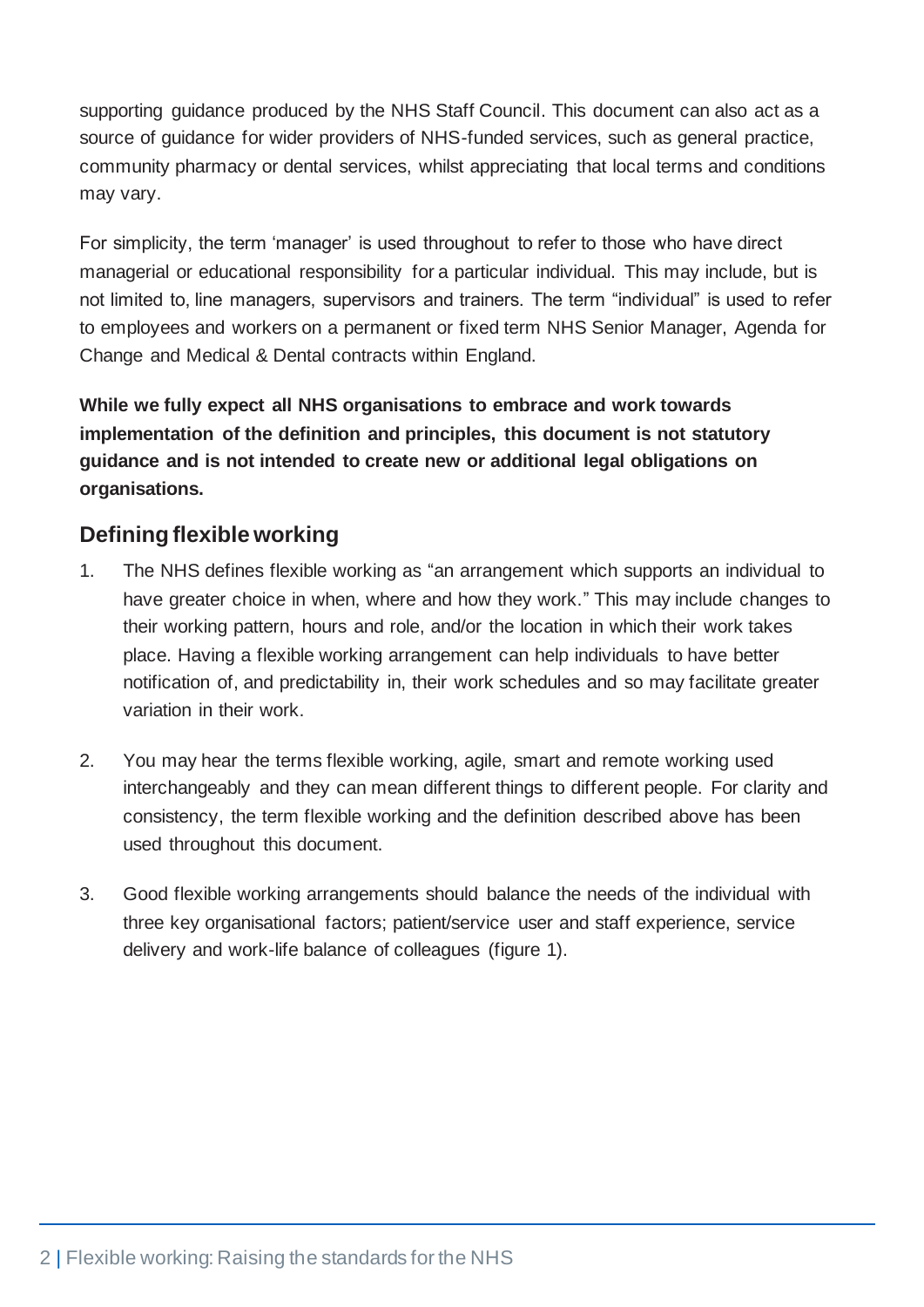supporting guidance produced by the NHS Staff Council. This document can also act as a source of guidance for wider providers of NHS-funded services, such as general practice, community pharmacy or dental services, whilst appreciating that local terms and conditions may vary.

For simplicity, the term 'manager' is used throughout to refer to those who have direct managerial or educational responsibility for a particular individual. This may include, but is not limited to, line managers, supervisors and trainers. The term "individual" is used to refer to employees and workers on a permanent or fixed term NHS Senior Manager, Agenda for Change and Medical & Dental contracts within England.

**While we fully expect all NHS organisations to embrace and work towards implementation of the definition and principles, this document is not statutory guidance and is not intended to create new or additional legal obligations on organisations.**

## Defining flexible working

1. The NHS defines flexible working as "an arrangement which supports an individual to have greater choice in when, where and how they work." This may include changes to their working pattern, hours and role, and/or the location in which their work takes place. Having a flexible working arrangement can help individuals to have better notification of, and predictability in, their work schedules and so may facilitate greater variation in their work.

2. You may hear the terms flexible working, agile, smart and remote working used interchangeably and they can mean different things to different people. For clarity and consistency, the term flexible working and the definition described above has been used throughout this document.

3. Good flexible working arrangements should balance the needs of the individual with three key organisational factors; patient/service user and staff experience, service delivery and work-life balance of colleagues (figure 1).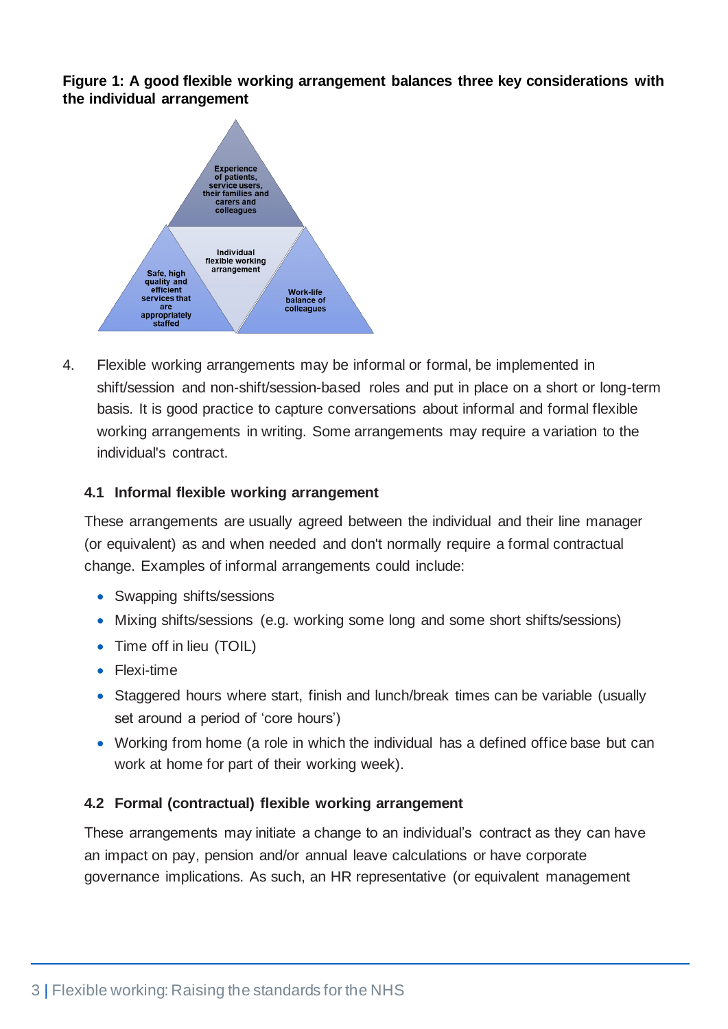**Figure 1: A good flexible working arrangement balances three key considerations with the individual arrangement**

Experience of patients, service users, their families and carers and colleagues

Individual flexible working arrangement

Safe, high quality and efficient services that are appropriately staffed

Work-life balance of colleagues

4. Flexible working arrangements may be informal or formal, be implemented in shift/session and non-shift/session-based roles and put in place on a short or long-term basis. It is good practice to capture conversations about informal and formal flexible working arrangements in writing. Some arrangements may require a variation to the individual's contract.

### 4.1 Informal flexible working arrangement

These arrangements are usually agreed between the individual and their line manager (or equivalent) as and when needed and don't normally require a formal contractual change. Examples of informal arrangements could include:

- Swapping shifts/sessions
- Mixing shifts/sessions (e.g. working some long and some short shifts/sessions)
- Time off in lieu (TOIL)
- Flexi-time
- Staggered hours where start, finish and lunch/break times can be variable (usually set around a period of 'core hours')
- Working from home (a role in which the individual has a defined office base but can work at home for part of their working week).

### 4.2 Formal (contractual) flexible working arrangement

These arrangements may initiate a change to an individual's contract as they can have an impact on pay, pension and/or annual leave calculations or have corporate governance implications. As such, an HR representative (or equivalent management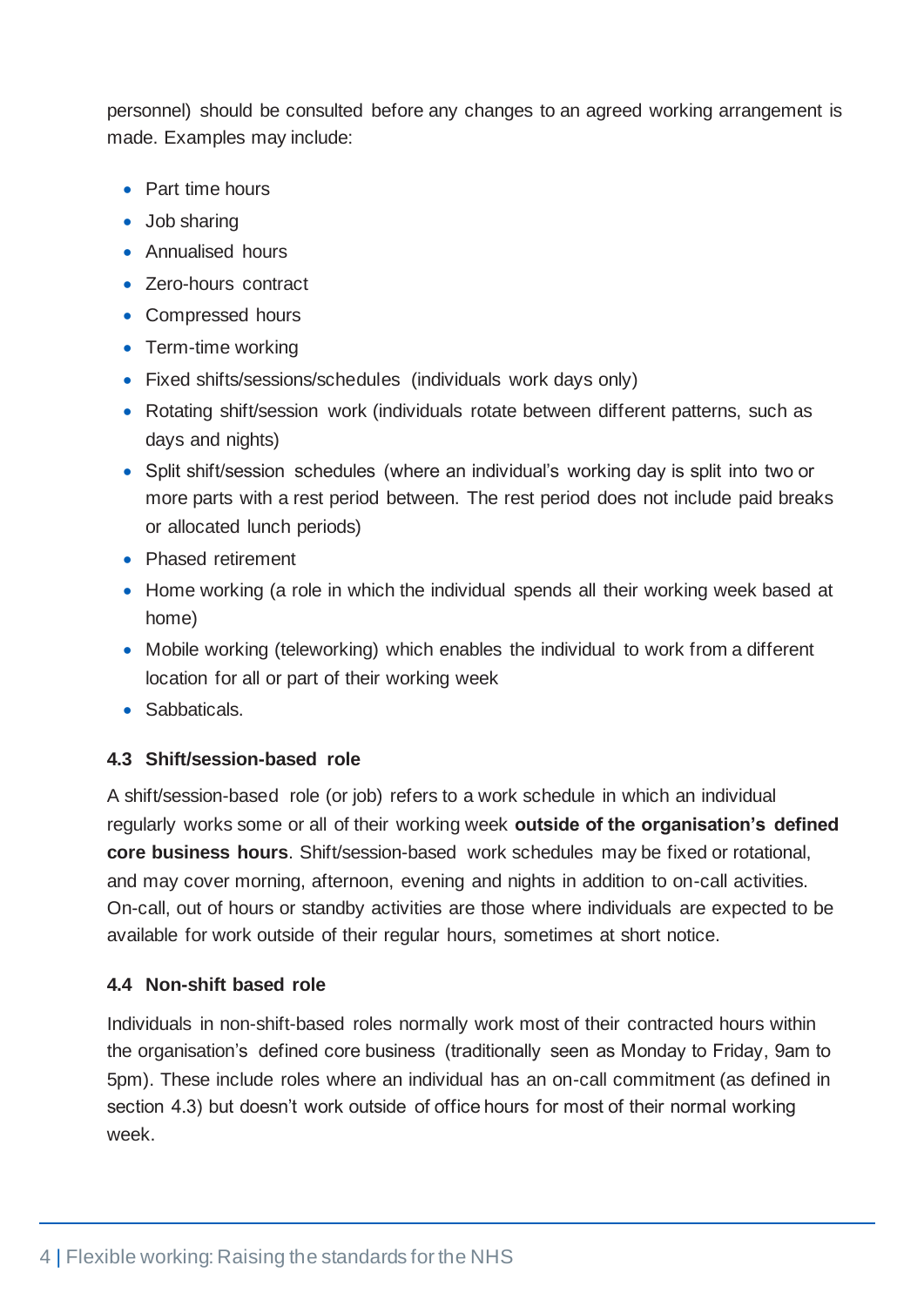personnel) should be consulted before any changes to an agreed working arrangement is made. Examples may include:

- Part time hours
- Job sharing
- Annualised hours
- Zero-hours contract
- Compressed hours
- Term-time working
- Fixed shifts/sessions/schedules (individuals work days only)
- Rotating shift/session work (individuals rotate between different patterns, such as days and nights)
- Split shift/session schedules (where an individual's working day is split into two or more parts with a rest period between. The rest period does not include paid breaks or allocated lunch periods)
- Phased retirement
- Home working (a role in which the individual spends all their working week based at home)
- Mobile working (teleworking) which enables the individual to work from a different location for all or part of their working week
- Sabbaticals.

### 4.3 Shift/session-based role

A shift/session-based role (or job) refers to a work schedule in which an individual regularly works some or all of their working week **outside of the organisation's defined core business hours**. Shift/session-based work schedules may be fixed or rotational, and may cover morning, afternoon, evening and nights in addition to on-call activities. On-call, out of hours or standby activities are those where individuals are expected to be available for work outside of their regular hours, sometimes at short notice.

### 4.4 Non-shift based role

Individuals in non-shift-based roles normally work most of their contracted hours within the organisation's defined core business (traditionally seen as Monday to Friday, 9am to 5pm). These include roles where an individual has an on-call commitment (as defined in section 4.3) but doesn't work outside of office hours for most of their normal working week.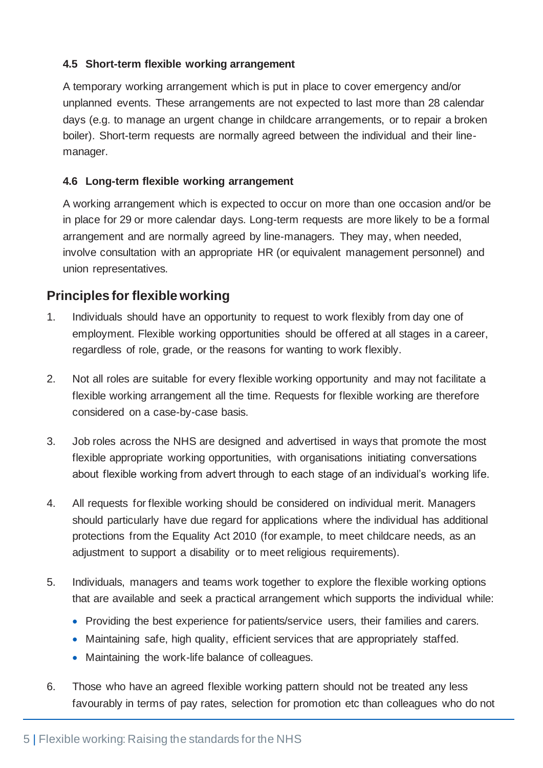#### 4.5 Short-term flexible working arrangement

A temporary working arrangement which is put in place to cover emergency and/or unplanned events. These arrangements are not expected to last more than 28 calendar days (e.g. to manage an urgent change in childcare arrangements, or to repair a broken boiler). Short-term requests are normally agreed between the individual and their line-manager.

#### 4.6 Long-term flexible working arrangement

A working arrangement which is expected to occur on more than one occasion and/or be in place for 29 or more calendar days. Long-term requests are more likely to be a formal arrangement and are normally agreed by line-managers. They may, when needed, involve consultation with an appropriate HR (or equivalent management personnel) and union representatives.

## Principles for flexible working

1. Individuals should have an opportunity to request to work flexibly from day one of employment. Flexible working opportunities should be offered at all stages in a career, regardless of role, grade, or the reasons for wanting to work flexibly.

2. Not all roles are suitable for every flexible working opportunity and may not facilitate a flexible working arrangement all the time. Requests for flexible working are therefore considered on a case-by-case basis.

3. Job roles across the NHS are designed and advertised in ways that promote the most flexible appropriate working opportunities, with organisations initiating conversations about flexible working from advert through to each stage of an individual's working life.

4. All requests for flexible working should be considered on individual merit. Managers should particularly have due regard for applications where the individual has additional protections from the Equality Act 2010 (for example, to meet childcare needs, as an adjustment to support a disability or to meet religious requirements).

5. Individuals, managers and teams work together to explore the flexible working options that are available and seek a practical arrangement which supports the individual while:
   - Providing the best experience for patients/service users, their families and carers.
   - Maintaining safe, high quality, efficient services that are appropriately staffed.
   - Maintaining the work-life balance of colleagues.

6. Those who have an agreed flexible working pattern should not be treated any less favourably in terms of pay rates, selection for promotion etc than colleagues who do not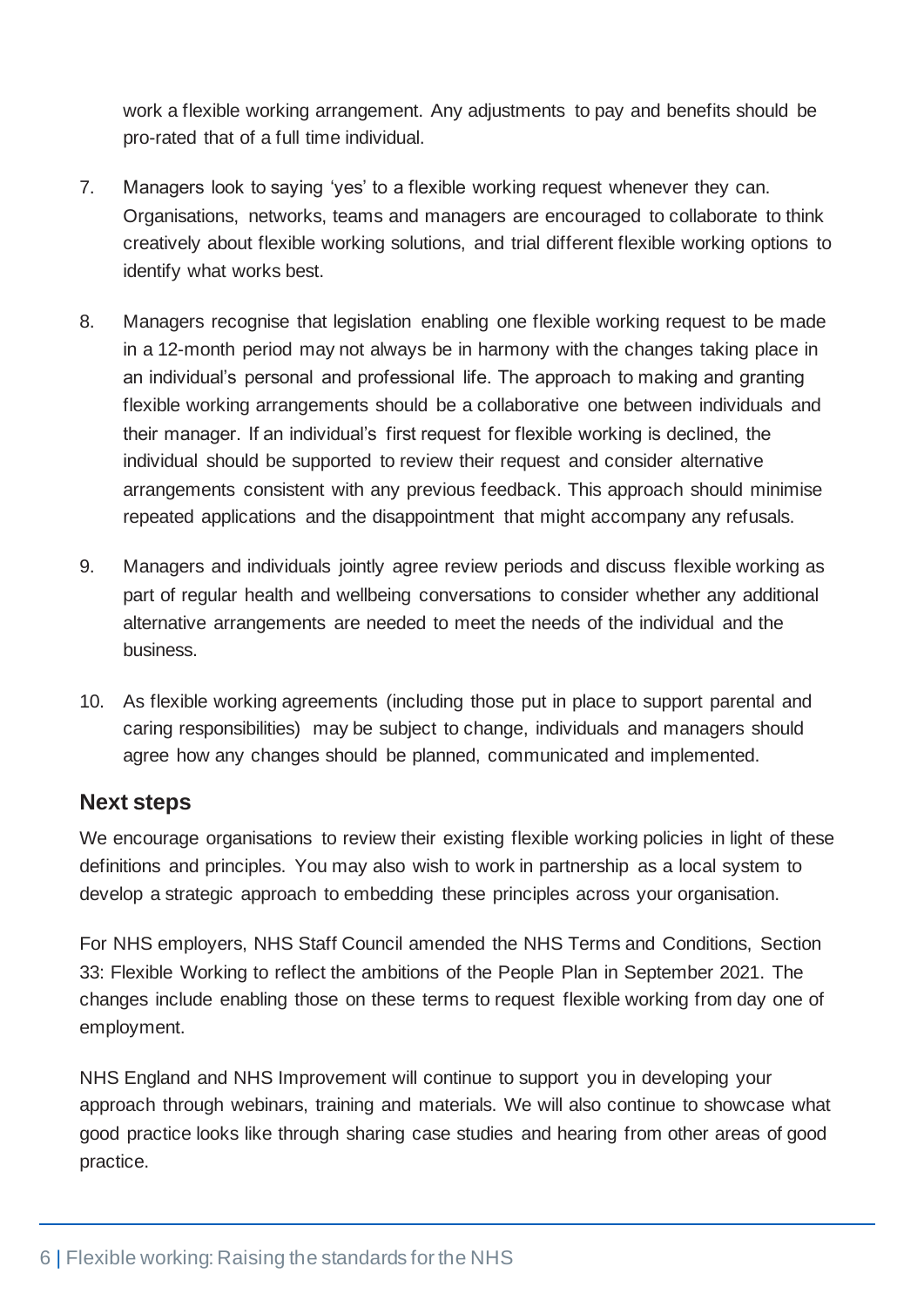work a flexible working arrangement. Any adjustments to pay and benefits should be pro-rated that of a full time individual.

7. Managers look to saying 'yes' to a flexible working request whenever they can. Organisations, networks, teams and managers are encouraged to collaborate to think creatively about flexible working solutions, and trial different flexible working options to identify what works best.

8. Managers recognise that legislation enabling one flexible working request to be made in a 12-month period may not always be in harmony with the changes taking place in an individual's personal and professional life. The approach to making and granting flexible working arrangements should be a collaborative one between individuals and their manager. If an individual's first request for flexible working is declined, the individual should be supported to review their request and consider alternative arrangements consistent with any previous feedback. This approach should minimise repeated applications and the disappointment that might accompany any refusals.

9. Managers and individuals jointly agree review periods and discuss flexible working as part of regular health and wellbeing conversations to consider whether any additional alternative arrangements are needed to meet the needs of the individual and the business.

10. As flexible working agreements (including those put in place to support parental and caring responsibilities) may be subject to change, individuals and managers should agree how any changes should be planned, communicated and implemented.

## Next steps

We encourage organisations to review their existing flexible working policies in light of these definitions and principles. You may also wish to work in partnership as a local system to develop a strategic approach to embedding these principles across your organisation.

For NHS employers, NHS Staff Council amended the NHS Terms and Conditions, Section 33: Flexible Working to reflect the ambitions of the People Plan in September 2021. The changes include enabling those on these terms to request flexible working from day one of employment.

NHS England and NHS Improvement will continue to support you in developing your approach through webinars, training and materials. We will also continue to showcase what good practice looks like through sharing case studies and hearing from other areas of good practice.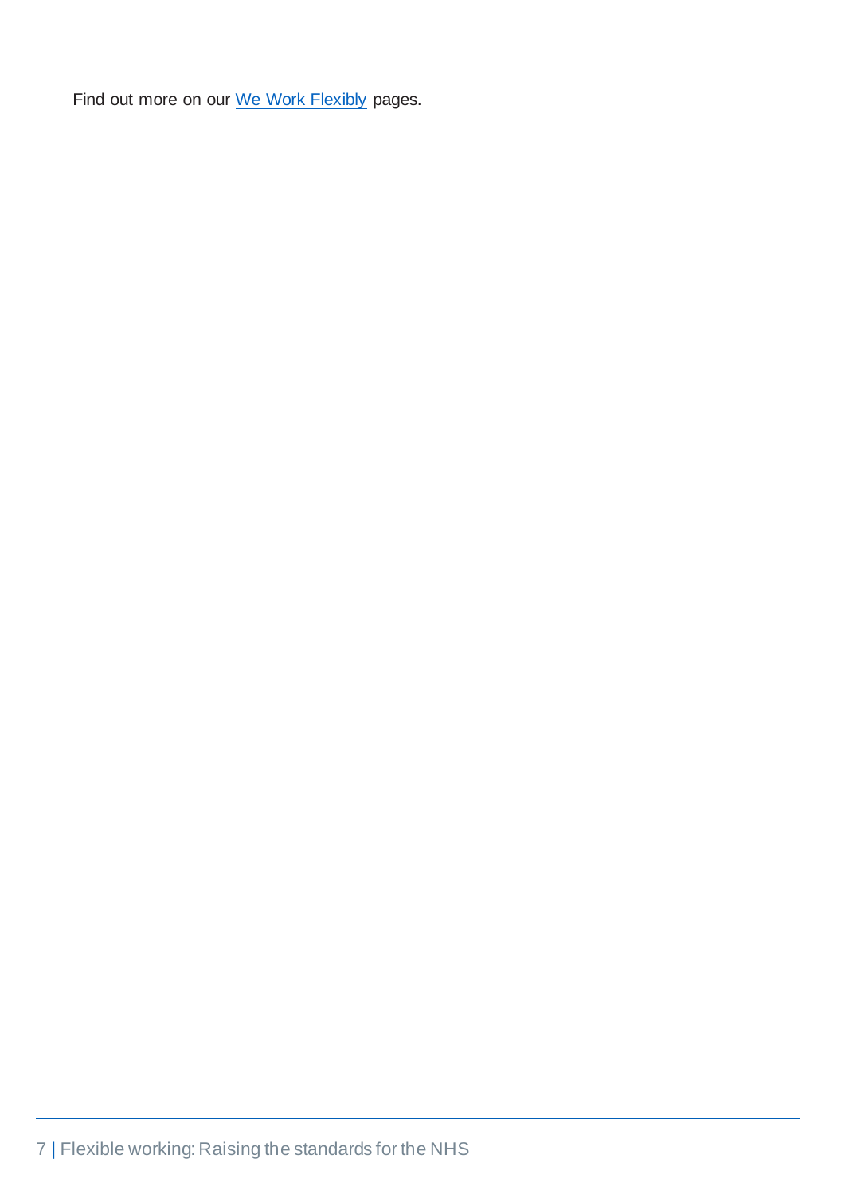Find out more on our We Work Flexibly pages.